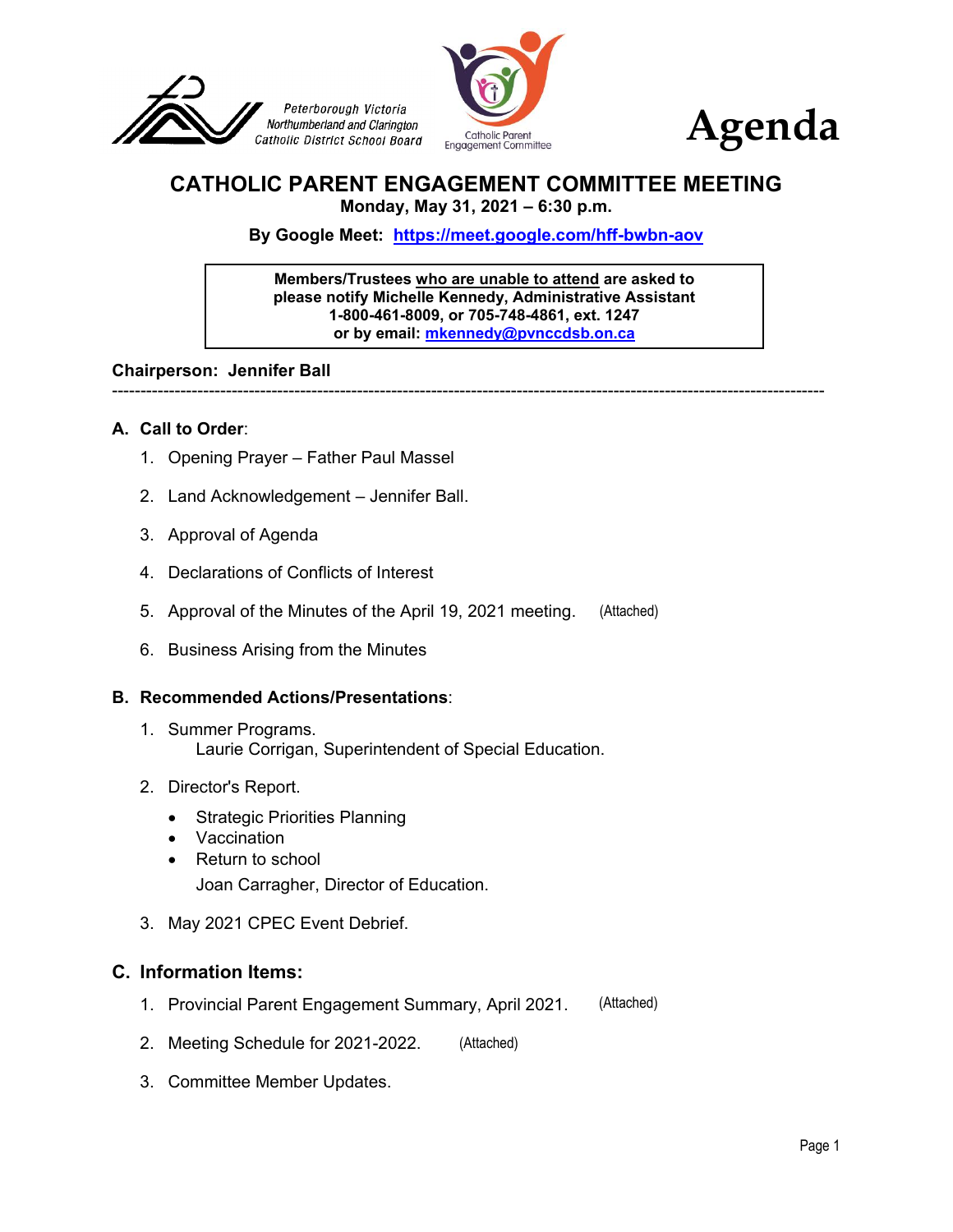Peterborough Victoria Northumberland and Clarington Catholic District School Board

Catholic Parent Engagement Committee

# Agenda

## CATHOLIC PARENT ENGAGEMENT COMMITTEE MEETING

**Monday, May 31, 2021 – 6:30 p.m.**

**By Google Meet: [https://meet.google.com/hff-bwbn-aov](https://meet.google.com/hff-bwbn-aov)**

> **Members/Trustees who are unable to attend are asked to please notify Michelle Kennedy, Administrative Assistant 1-800-461-8009, or 705-748-4861, ext. 1247 or by email: [mkennedy@pvnccdsb.on.ca](mailto:mkennedy@pvnccdsb.on.ca)**

**Chairperson: Jennifer Ball**

---

### A. Call to Order:

1. Opening Prayer – Father Paul Massel
2. Land Acknowledgement – Jennifer Ball.
3. Approval of Agenda
4. Declarations of Conflicts of Interest
5. Approval of the Minutes of the April 19, 2021 meeting. (Attached)
6. Business Arising from the Minutes

### B. Recommended Actions/Presentations:

1. Summer Programs.
   Laurie Corrigan, Superintendent of Special Education.
2. Director's Report.
   - Strategic Priorities Planning
   - Vaccination
   - Return to school

   Joan Carragher, Director of Education.
3. May 2021 CPEC Event Debrief.

### C. Information Items:

1. Provincial Parent Engagement Summary, April 2021. (Attached)
2. Meeting Schedule for 2021-2022. (Attached)
3. Committee Member Updates.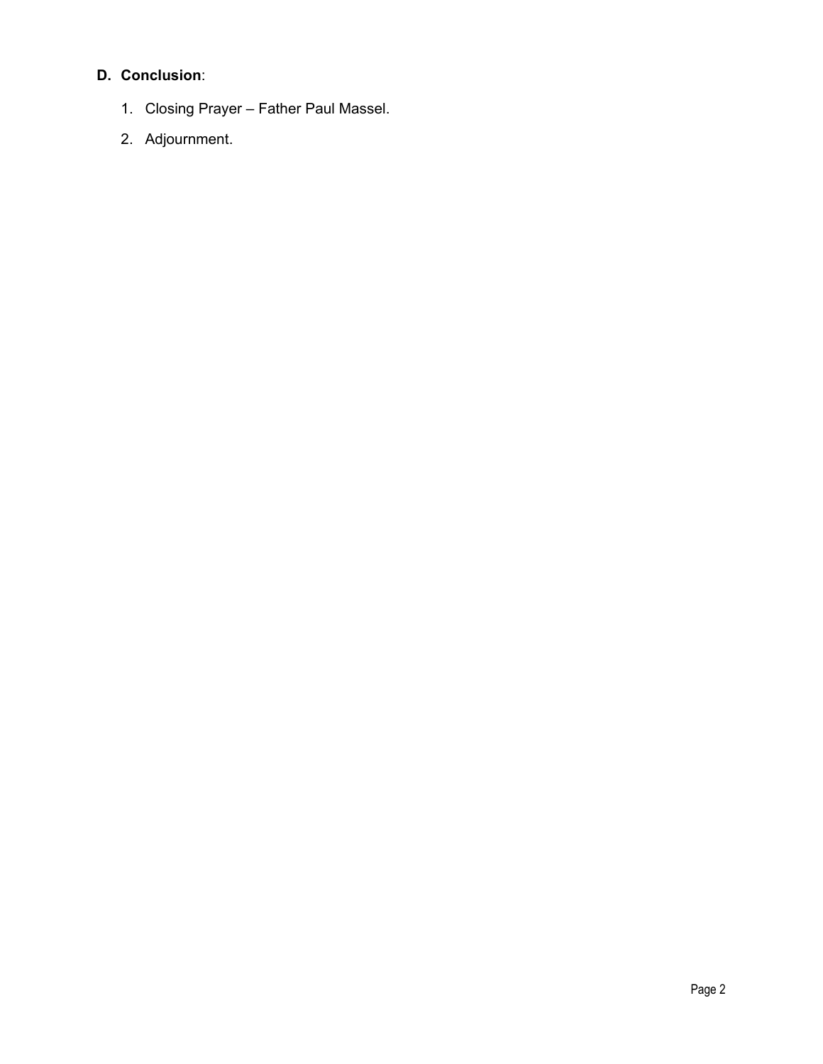**D. Conclusion**:

1. Closing Prayer – Father Paul Massel.
2. Adjournment.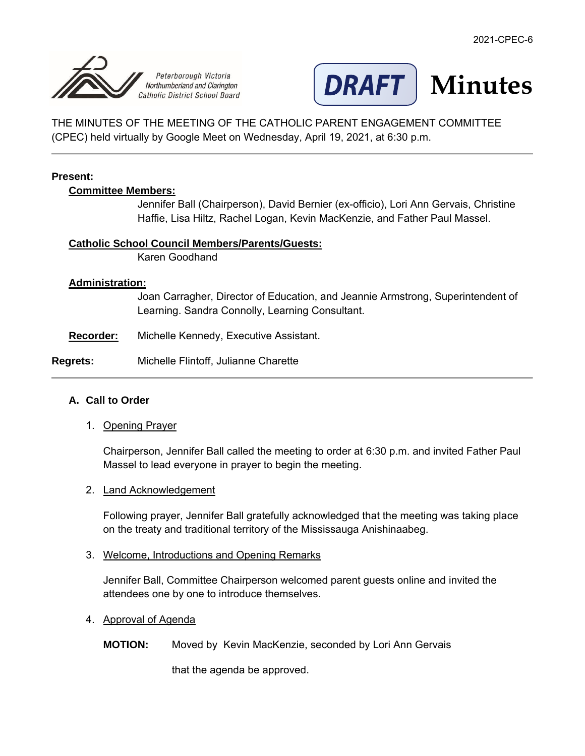2021-CPEC-6

Peterborough Victoria Northumberland and Clarington Catholic District School Board

**DRAFT** **Minutes**

THE MINUTES OF THE MEETING OF THE CATHOLIC PARENT ENGAGEMENT COMMITTEE (CPEC) held virtually by Google Meet on Wednesday, April 19, 2021, at 6:30 p.m.

---

**Present:**

**Committee Members:**

Jennifer Ball (Chairperson), David Bernier (ex-officio), Lori Ann Gervais, Christine Haffie, Lisa Hiltz, Rachel Logan, Kevin MacKenzie, and Father Paul Massel.

**Catholic School Council Members/Parents/Guests:**

Karen Goodhand

**Administration:**

Joan Carragher, Director of Education, and Jeannie Armstrong, Superintendent of Learning. Sandra Connolly, Learning Consultant.

**Recorder:** Michelle Kennedy, Executive Assistant.

**Regrets:** Michelle Flintoff, Julianne Charette

---

**A. Call to Order**

1. Opening Prayer

   Chairperson, Jennifer Ball called the meeting to order at 6:30 p.m. and invited Father Paul Massel to lead everyone in prayer to begin the meeting.

2. Land Acknowledgement

   Following prayer, Jennifer Ball gratefully acknowledged that the meeting was taking place on the treaty and traditional territory of the Mississauga Anishinaabeg.

3. Welcome, Introductions and Opening Remarks

   Jennifer Ball, Committee Chairperson welcomed parent guests online and invited the attendees one by one to introduce themselves.

4. Approval of Agenda

   **MOTION:** Moved by Kevin MacKenzie, seconded by Lori Ann Gervais

   that the agenda be approved.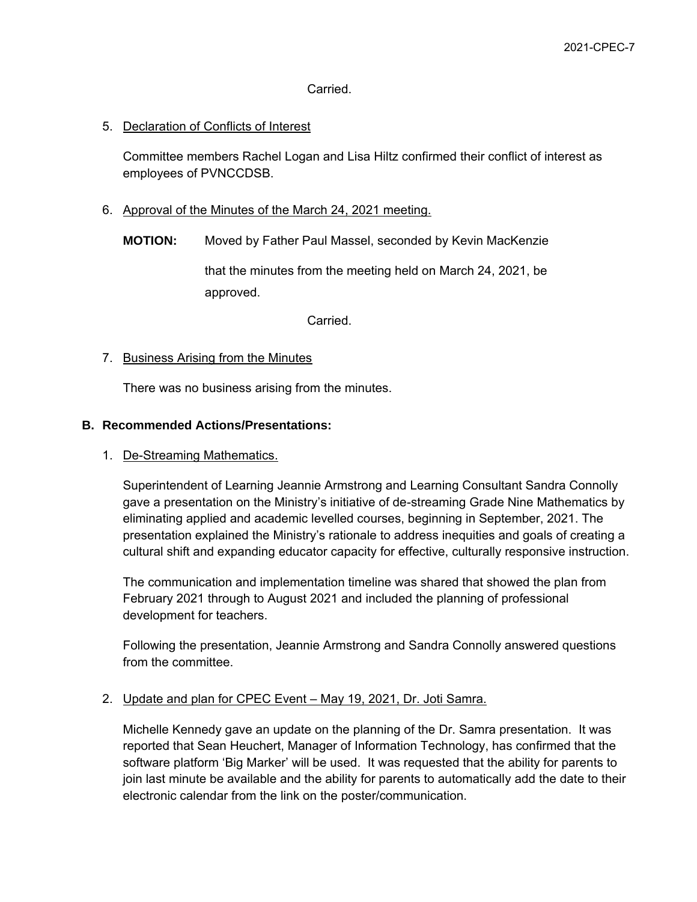Carried.

5. Declaration of Conflicts of Interest

   Committee members Rachel Logan and Lisa Hiltz confirmed their conflict of interest as employees of PVNCCDSB.

6. Approval of the Minutes of the March 24, 2021 meeting.

   **MOTION:** Moved by Father Paul Massel, seconded by Kevin MacKenzie

   that the minutes from the meeting held on March 24, 2021, be approved.

   Carried.

7. Business Arising from the Minutes

   There was no business arising from the minutes.

**B. Recommended Actions/Presentations:**

1. De-Streaming Mathematics.

   Superintendent of Learning Jeannie Armstrong and Learning Consultant Sandra Connolly gave a presentation on the Ministry's initiative of de-streaming Grade Nine Mathematics by eliminating applied and academic levelled courses, beginning in September, 2021. The presentation explained the Ministry's rationale to address inequities and goals of creating a cultural shift and expanding educator capacity for effective, culturally responsive instruction.

   The communication and implementation timeline was shared that showed the plan from February 2021 through to August 2021 and included the planning of professional development for teachers.

   Following the presentation, Jeannie Armstrong and Sandra Connolly answered questions from the committee.

2. Update and plan for CPEC Event – May 19, 2021, Dr. Joti Samra.

   Michelle Kennedy gave an update on the planning of the Dr. Samra presentation. It was reported that Sean Heuchert, Manager of Information Technology, has confirmed that the software platform 'Big Marker' will be used. It was requested that the ability for parents to join last minute be available and the ability for parents to automatically add the date to their electronic calendar from the link on the poster/communication.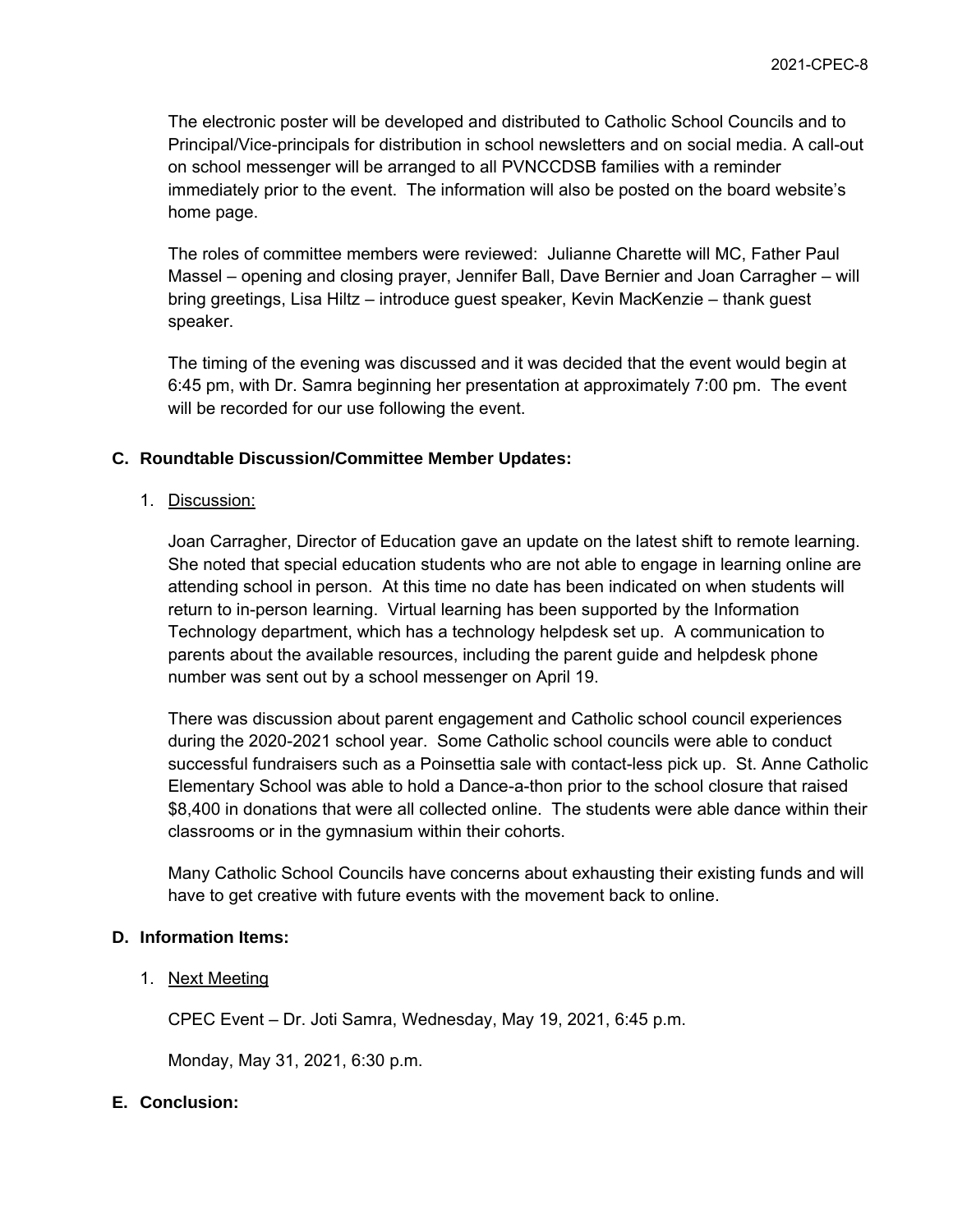The electronic poster will be developed and distributed to Catholic School Councils and to Principal/Vice-principals for distribution in school newsletters and on social media. A call-out on school messenger will be arranged to all PVNCCDSB families with a reminder immediately prior to the event. The information will also be posted on the board website's home page.

The roles of committee members were reviewed: Julianne Charette will MC, Father Paul Massel – opening and closing prayer, Jennifer Ball, Dave Bernier and Joan Carragher – will bring greetings, Lisa Hiltz – introduce guest speaker, Kevin MacKenzie – thank guest speaker.

The timing of the evening was discussed and it was decided that the event would begin at 6:45 pm, with Dr. Samra beginning her presentation at approximately 7:00 pm. The event will be recorded for our use following the event.

## C. Roundtable Discussion/Committee Member Updates:

1. Discussion:

Joan Carragher, Director of Education gave an update on the latest shift to remote learning. She noted that special education students who are not able to engage in learning online are attending school in person. At this time no date has been indicated on when students will return to in-person learning. Virtual learning has been supported by the Information Technology department, which has a technology helpdesk set up. A communication to parents about the available resources, including the parent guide and helpdesk phone number was sent out by a school messenger on April 19.

There was discussion about parent engagement and Catholic school council experiences during the 2020-2021 school year. Some Catholic school councils were able to conduct successful fundraisers such as a Poinsettia sale with contact-less pick up. St. Anne Catholic Elementary School was able to hold a Dance-a-thon prior to the school closure that raised $8,400 in donations that were all collected online. The students were able dance within their classrooms or in the gymnasium within their cohorts.

Many Catholic School Councils have concerns about exhausting their existing funds and will have to get creative with future events with the movement back to online.

## D. Information Items:

1. Next Meeting

CPEC Event – Dr. Joti Samra, Wednesday, May 19, 2021, 6:45 p.m.

Monday, May 31, 2021, 6:30 p.m.

## E. Conclusion: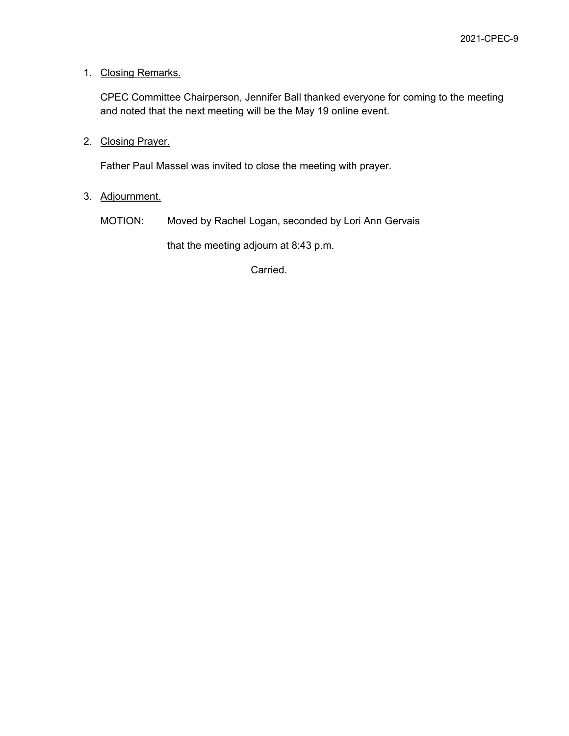1. Closing Remarks.

   CPEC Committee Chairperson, Jennifer Ball thanked everyone for coming to the meeting and noted that the next meeting will be the May 19 online event.

2. Closing Prayer.

   Father Paul Massel was invited to close the meeting with prayer.

3. Adjournment.

   MOTION: Moved by Rachel Logan, seconded by Lori Ann Gervais

   that the meeting adjourn at 8:43 p.m.

   Carried.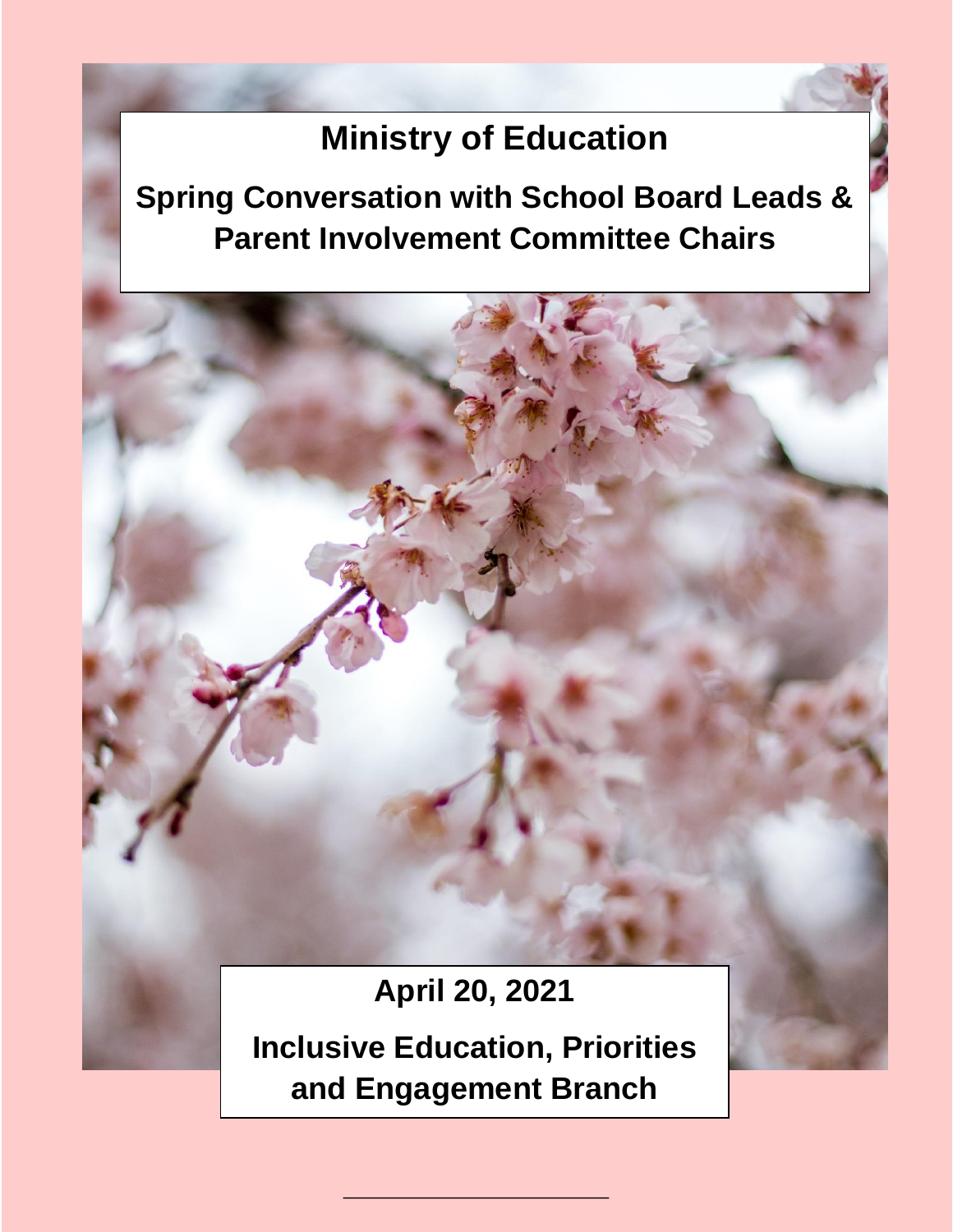# Ministry of Education

## Spring Conversation with School Board Leads & Parent Involvement Committee Chairs

**April 20, 2021**

**Inclusive Education, Priorities and Engagement Branch**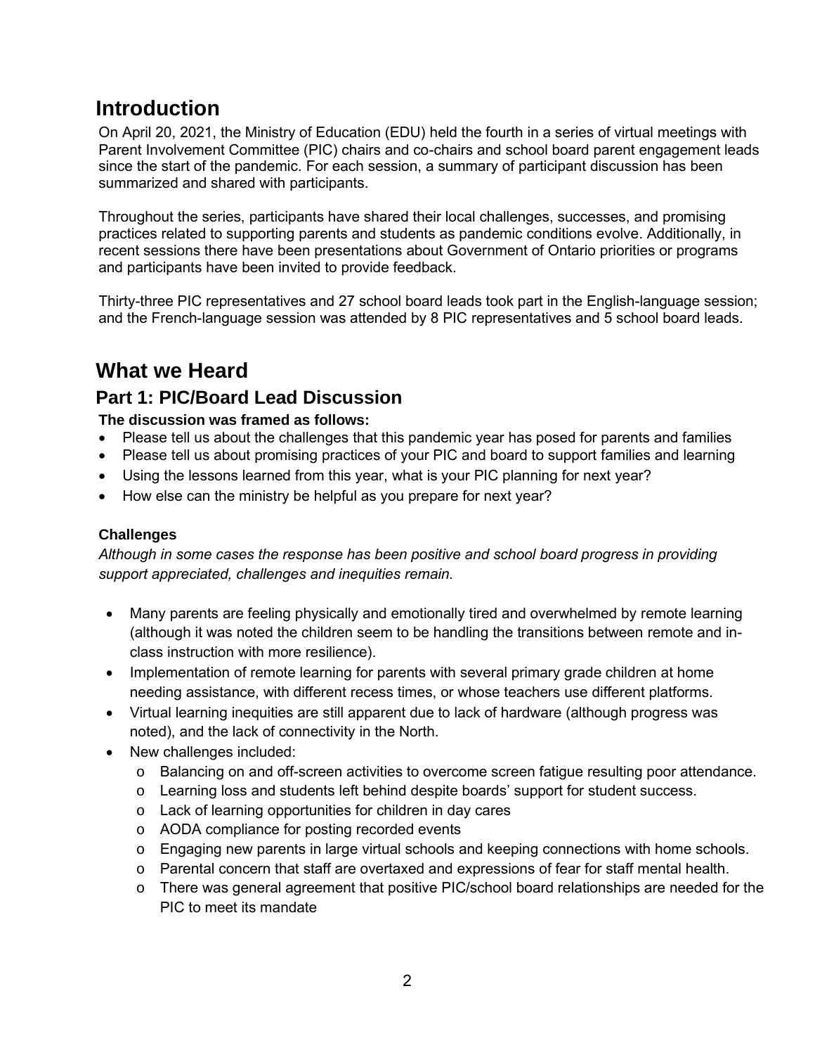# Introduction

On April 20, 2021, the Ministry of Education (EDU) held the fourth in a series of virtual meetings with Parent Involvement Committee (PIC) chairs and co-chairs and school board parent engagement leads since the start of the pandemic. For each session, a summary of participant discussion has been summarized and shared with participants.

Throughout the series, participants have shared their local challenges, successes, and promising practices related to supporting parents and students as pandemic conditions evolve. Additionally, in recent sessions there have been presentations about Government of Ontario priorities or programs and participants have been invited to provide feedback.

Thirty-three PIC representatives and 27 school board leads took part in the English-language session; and the French-language session was attended by 8 PIC representatives and 5 school board leads.

# What we Heard

## Part 1: PIC/Board Lead Discussion

**The discussion was framed as follows:**

- Please tell us about the challenges that this pandemic year has posed for parents and families
- Please tell us about promising practices of your PIC and board to support families and learning
- Using the lessons learned from this year, what is your PIC planning for next year?
- How else can the ministry be helpful as you prepare for next year?

**Challenges**

*Although in some cases the response has been positive and school board progress in providing support appreciated, challenges and inequities remain.*

- Many parents are feeling physically and emotionally tired and overwhelmed by remote learning (although it was noted the children seem to be handling the transitions between remote and in-class instruction with more resilience).
- Implementation of remote learning for parents with several primary grade children at home needing assistance, with different recess times, or whose teachers use different platforms.
- Virtual learning inequities are still apparent due to lack of hardware (although progress was noted), and the lack of connectivity in the North.
- New challenges included:
  - Balancing on and off-screen activities to overcome screen fatigue resulting poor attendance.
  - Learning loss and students left behind despite boards' support for student success.
  - Lack of learning opportunities for children in day cares
  - AODA compliance for posting recorded events
  - Engaging new parents in large virtual schools and keeping connections with home schools.
  - Parental concern that staff are overtaxed and expressions of fear for staff mental health.
  - There was general agreement that positive PIC/school board relationships are needed for the PIC to meet its mandate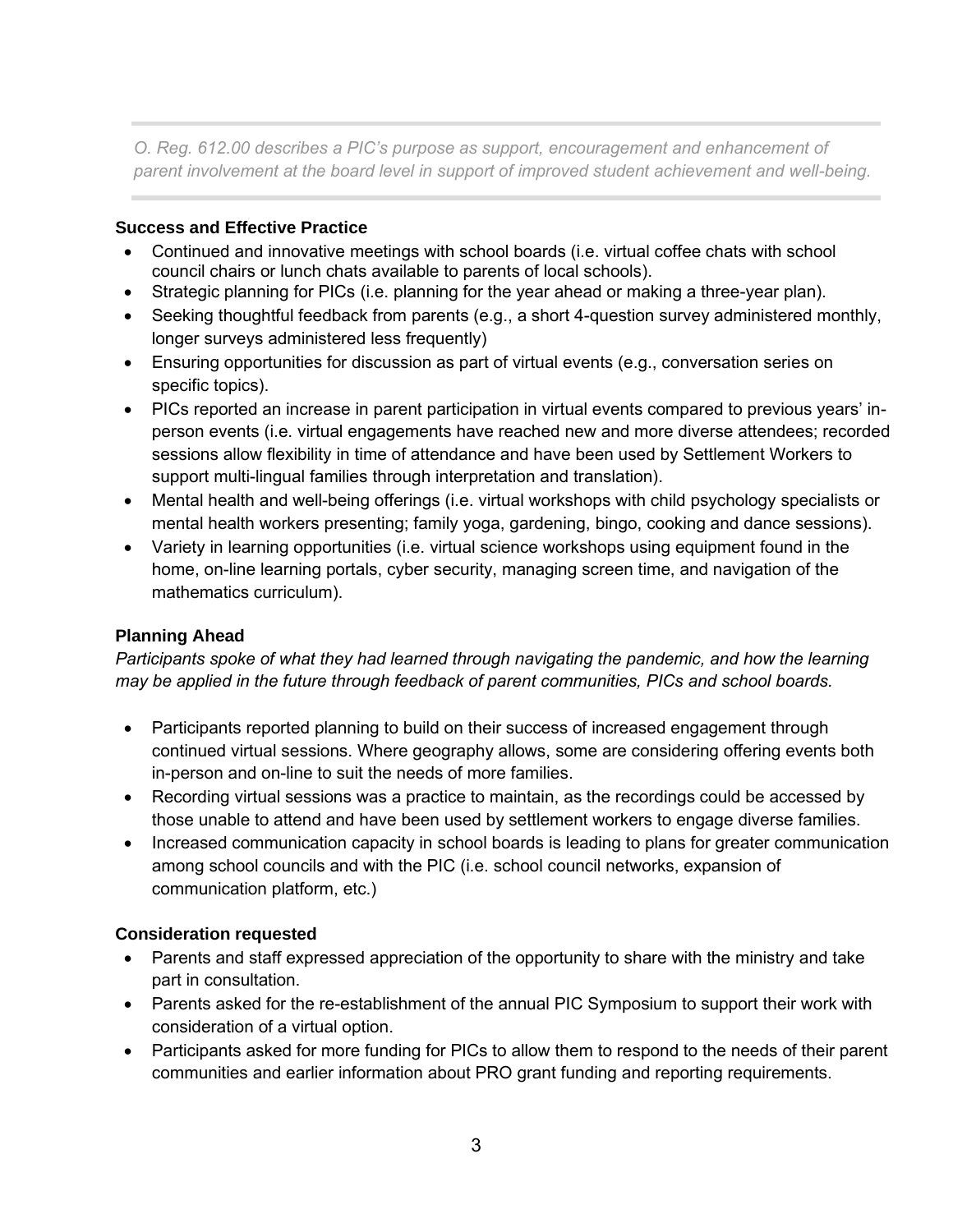> *O. Reg. 612.00 describes a PIC's purpose as support, encouragement and enhancement of parent involvement at the board level in support of improved student achievement and well-being.*

**Success and Effective Practice**

- Continued and innovative meetings with school boards (i.e. virtual coffee chats with school council chairs or lunch chats available to parents of local schools).
- Strategic planning for PICs (i.e. planning for the year ahead or making a three-year plan).
- Seeking thoughtful feedback from parents (e.g., a short 4-question survey administered monthly, longer surveys administered less frequently)
- Ensuring opportunities for discussion as part of virtual events (e.g., conversation series on specific topics).
- PICs reported an increase in parent participation in virtual events compared to previous years' in-person events (i.e. virtual engagements have reached new and more diverse attendees; recorded sessions allow flexibility in time of attendance and have been used by Settlement Workers to support multi-lingual families through interpretation and translation).
- Mental health and well-being offerings (i.e. virtual workshops with child psychology specialists or mental health workers presenting; family yoga, gardening, bingo, cooking and dance sessions).
- Variety in learning opportunities (i.e. virtual science workshops using equipment found in the home, on-line learning portals, cyber security, managing screen time, and navigation of the mathematics curriculum).

**Planning Ahead**

*Participants spoke of what they had learned through navigating the pandemic, and how the learning may be applied in the future through feedback of parent communities, PICs and school boards.*

- Participants reported planning to build on their success of increased engagement through continued virtual sessions. Where geography allows, some are considering offering events both in-person and on-line to suit the needs of more families.
- Recording virtual sessions was a practice to maintain, as the recordings could be accessed by those unable to attend and have been used by settlement workers to engage diverse families.
- Increased communication capacity in school boards is leading to plans for greater communication among school councils and with the PIC (i.e. school council networks, expansion of communication platform, etc.)

**Consideration requested**

- Parents and staff expressed appreciation of the opportunity to share with the ministry and take part in consultation.
- Parents asked for the re-establishment of the annual PIC Symposium to support their work with consideration of a virtual option.
- Participants asked for more funding for PICs to allow them to respond to the needs of their parent communities and earlier information about PRO grant funding and reporting requirements.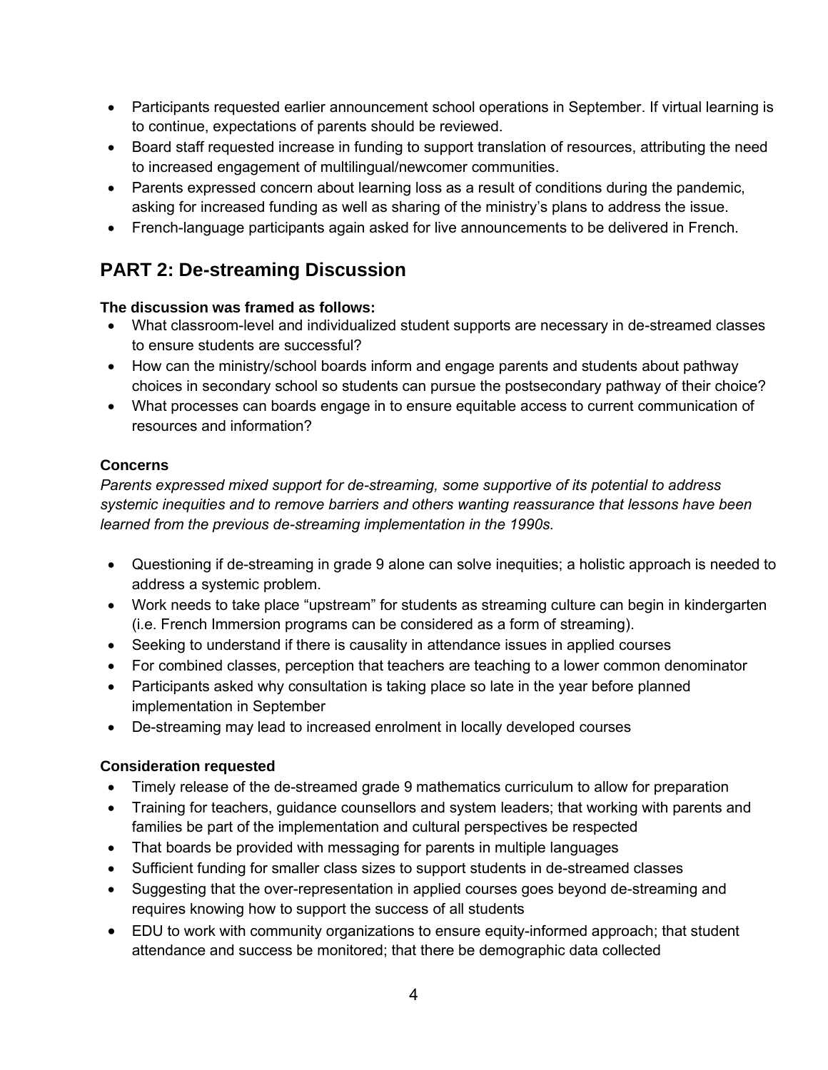- Participants requested earlier announcement school operations in September. If virtual learning is to continue, expectations of parents should be reviewed.
- Board staff requested increase in funding to support translation of resources, attributing the need to increased engagement of multilingual/newcomer communities.
- Parents expressed concern about learning loss as a result of conditions during the pandemic, asking for increased funding as well as sharing of the ministry's plans to address the issue.
- French-language participants again asked for live announcements to be delivered in French.

## PART 2: De-streaming Discussion

**The discussion was framed as follows:**

- What classroom-level and individualized student supports are necessary in de-streamed classes to ensure students are successful?
- How can the ministry/school boards inform and engage parents and students about pathway choices in secondary school so students can pursue the postsecondary pathway of their choice?
- What processes can boards engage in to ensure equitable access to current communication of resources and information?

**Concerns**

*Parents expressed mixed support for de-streaming, some supportive of its potential to address systemic inequities and to remove barriers and others wanting reassurance that lessons have been learned from the previous de-streaming implementation in the 1990s.*

- Questioning if de-streaming in grade 9 alone can solve inequities; a holistic approach is needed to address a systemic problem.
- Work needs to take place "upstream" for students as streaming culture can begin in kindergarten (i.e. French Immersion programs can be considered as a form of streaming).
- Seeking to understand if there is causality in attendance issues in applied courses
- For combined classes, perception that teachers are teaching to a lower common denominator
- Participants asked why consultation is taking place so late in the year before planned implementation in September
- De-streaming may lead to increased enrolment in locally developed courses

**Consideration requested**

- Timely release of the de-streamed grade 9 mathematics curriculum to allow for preparation
- Training for teachers, guidance counsellors and system leaders; that working with parents and families be part of the implementation and cultural perspectives be respected
- That boards be provided with messaging for parents in multiple languages
- Sufficient funding for smaller class sizes to support students in de-streamed classes
- Suggesting that the over-representation in applied courses goes beyond de-streaming and requires knowing how to support the success of all students
- EDU to work with community organizations to ensure equity-informed approach; that student attendance and success be monitored; that there be demographic data collected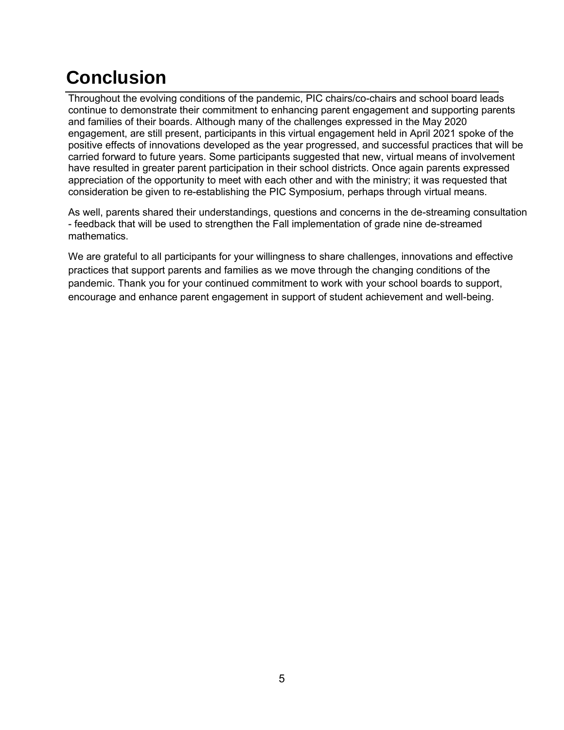# Conclusion

Throughout the evolving conditions of the pandemic, PIC chairs/co-chairs and school board leads continue to demonstrate their commitment to enhancing parent engagement and supporting parents and families of their boards. Although many of the challenges expressed in the May 2020 engagement, are still present, participants in this virtual engagement held in April 2021 spoke of the positive effects of innovations developed as the year progressed, and successful practices that will be carried forward to future years. Some participants suggested that new, virtual means of involvement have resulted in greater parent participation in their school districts. Once again parents expressed appreciation of the opportunity to meet with each other and with the ministry; it was requested that consideration be given to re-establishing the PIC Symposium, perhaps through virtual means.

As well, parents shared their understandings, questions and concerns in the de-streaming consultation - feedback that will be used to strengthen the Fall implementation of grade nine de-streamed mathematics.

We are grateful to all participants for your willingness to share challenges, innovations and effective practices that support parents and families as we move through the changing conditions of the pandemic. Thank you for your continued commitment to work with your school boards to support, encourage and enhance parent engagement in support of student achievement and well-being.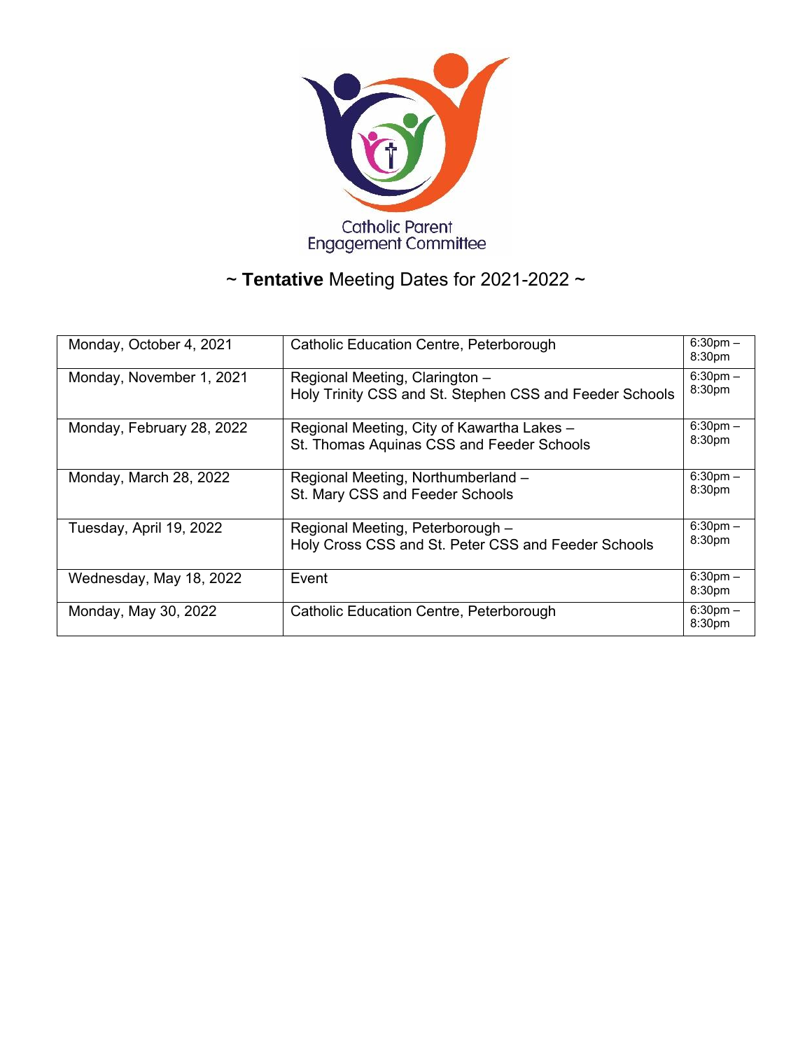Catholic Parent Engagement Committee

## ~ **Tentative** Meeting Dates for 2021-2022 ~

| | | |
|---|---|---|
| Monday, October 4, 2021 | Catholic Education Centre, Peterborough | 6:30pm – 8:30pm |
| Monday, November 1, 2021 | Regional Meeting, Clarington – Holy Trinity CSS and St. Stephen CSS and Feeder Schools | 6:30pm – 8:30pm |
| Monday, February 28, 2022 | Regional Meeting, City of Kawartha Lakes – St. Thomas Aquinas CSS and Feeder Schools | 6:30pm – 8:30pm |
| Monday, March 28, 2022 | Regional Meeting, Northumberland – St. Mary CSS and Feeder Schools | 6:30pm – 8:30pm |
| Tuesday, April 19, 2022 | Regional Meeting, Peterborough – Holy Cross CSS and St. Peter CSS and Feeder Schools | 6:30pm – 8:30pm |
| Wednesday, May 18, 2022 | Event | 6:30pm – 8:30pm |
| Monday, May 30, 2022 | Catholic Education Centre, Peterborough | 6:30pm – 8:30pm |